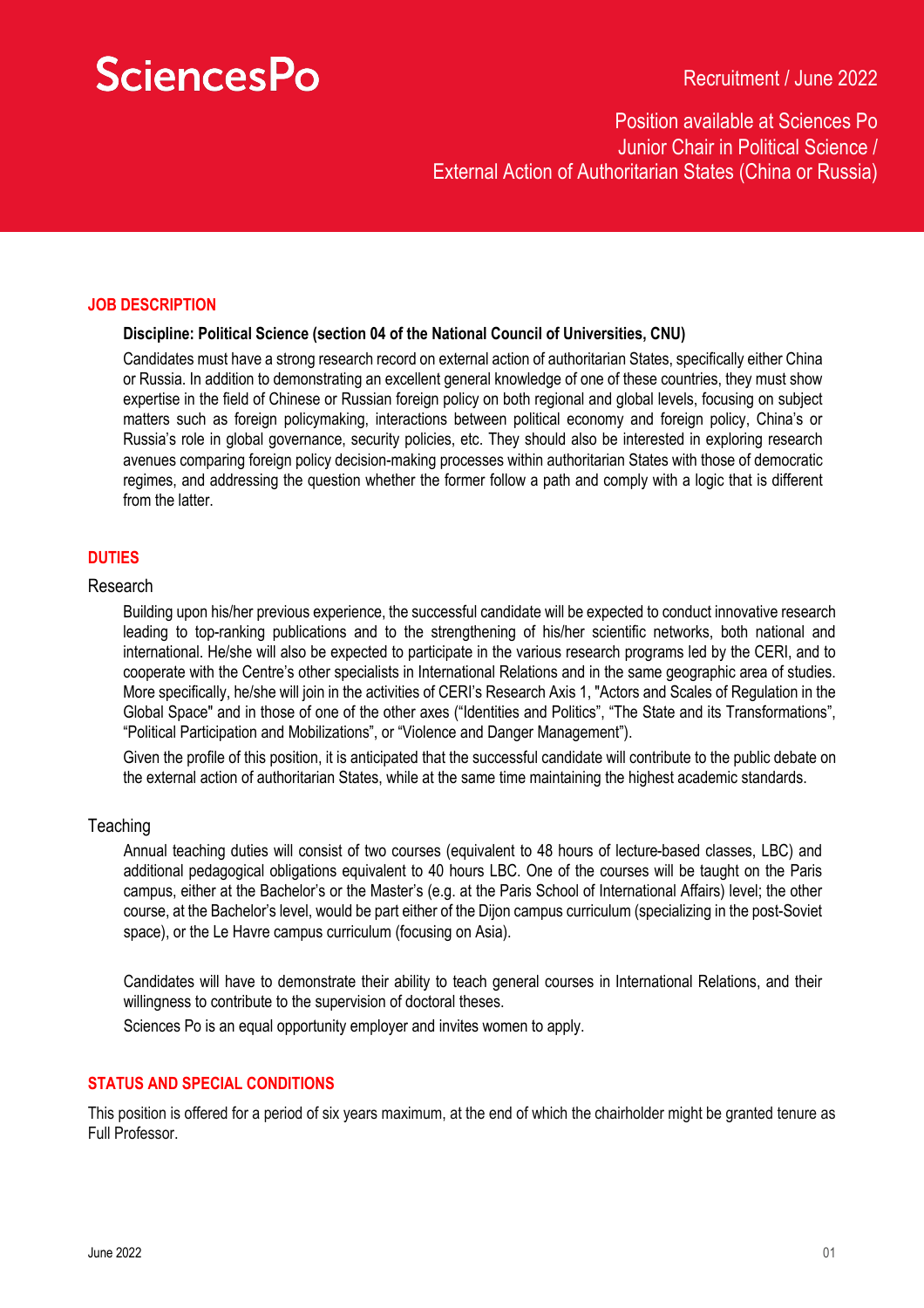SciencesPo

Recruitment / June 2022

# Position available at Sciences Po Junior Chair in Political Science / External Action of Authoritarian States (China or Russia)

## JOB DESCRIPTION

**Discipline: Political Science (section 04 of the National Council of Universities, CNU)**

Candidates must have a strong research record on external action of authoritarian States, specifically either China or Russia. In addition to demonstrating an excellent general knowledge of one of these countries, they must show expertise in the field of Chinese or Russian foreign policy on both regional and global levels, focusing on subject matters such as foreign policymaking, interactions between political economy and foreign policy, China's or Russia's role in global governance, security policies, etc. They should also be interested in exploring research avenues comparing foreign policy decision-making processes within authoritarian States with those of democratic regimes, and addressing the question whether the former follow a path and comply with a logic that is different from the latter.

## DUTIES

### Research

Building upon his/her previous experience, the successful candidate will be expected to conduct innovative research leading to top-ranking publications and to the strengthening of his/her scientific networks, both national and international. He/she will also be expected to participate in the various research programs led by the CERI, and to cooperate with the Centre's other specialists in International Relations and in the same geographic area of studies. More specifically, he/she will join in the activities of CERI's Research Axis 1, "Actors and Scales of Regulation in the Global Space" and in those of one of the other axes ("Identities and Politics", "The State and its Transformations", "Political Participation and Mobilizations", or "Violence and Danger Management").

Given the profile of this position, it is anticipated that the successful candidate will contribute to the public debate on the external action of authoritarian States, while at the same time maintaining the highest academic standards.

### Teaching

Annual teaching duties will consist of two courses (equivalent to 48 hours of lecture-based classes, LBC) and additional pedagogical obligations equivalent to 40 hours LBC. One of the courses will be taught on the Paris campus, either at the Bachelor's or the Master's (e.g. at the Paris School of International Affairs) level; the other course, at the Bachelor's level, would be part either of the Dijon campus curriculum (specializing in the post-Soviet space), or the Le Havre campus curriculum (focusing on Asia).

Candidates will have to demonstrate their ability to teach general courses in International Relations, and their willingness to contribute to the supervision of doctoral theses.

Sciences Po is an equal opportunity employer and invites women to apply.

## STATUS AND SPECIAL CONDITIONS

This position is offered for a period of six years maximum, at the end of which the chairholder might be granted tenure as Full Professor.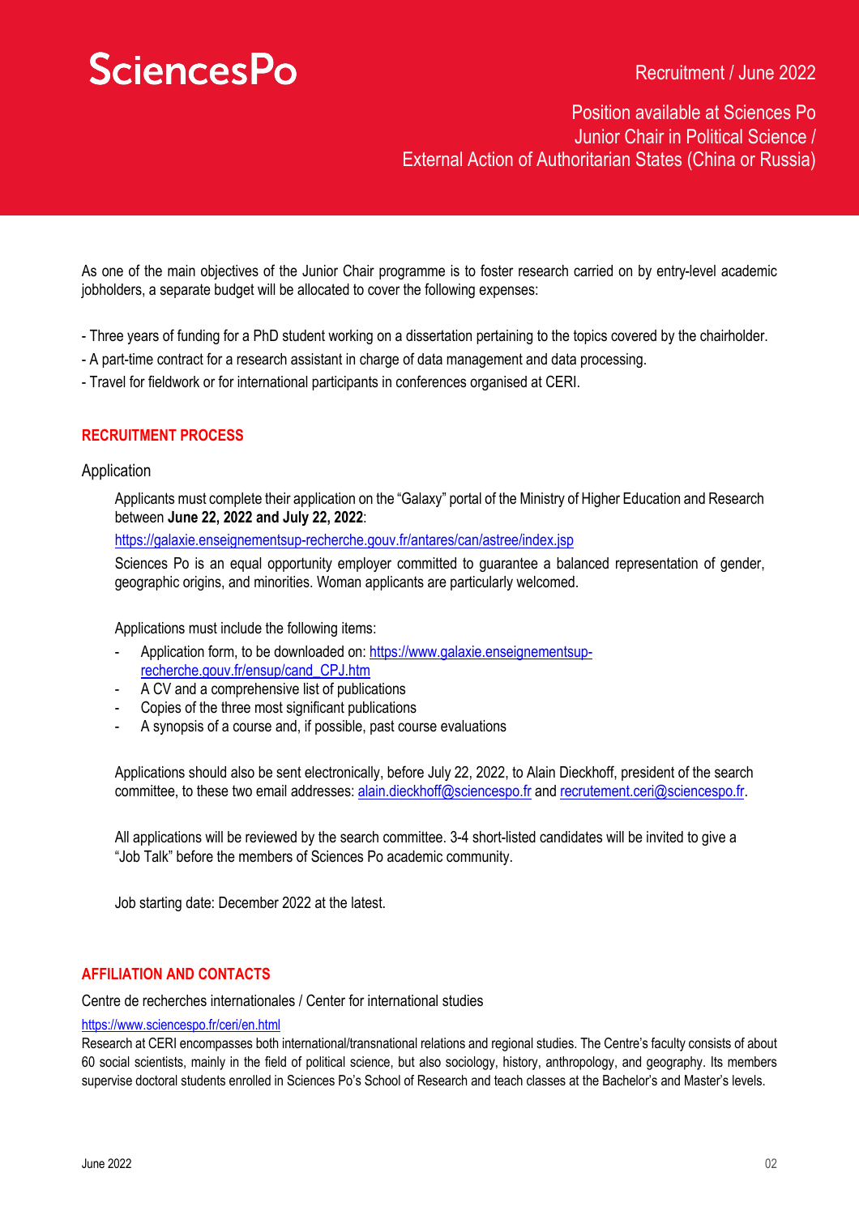As one of the main objectives of the Junior Chair programme is to foster research carried on by entry-level academic jobholders, a separate budget will be allocated to cover the following expenses:

- Three years of funding for a PhD student working on a dissertation pertaining to the topics covered by the chairholder.
- A part-time contract for a research assistant in charge of data management and data processing.
- Travel for fieldwork or for international participants in conferences organised at CERI.

## RECRUITMENT PROCESS

### Application

Applicants must complete their application on the "Galaxy" portal of the Ministry of Higher Education and Research between **June 22, 2022 and July 22, 2022**:

https://galaxie.enseignementsup-recherche.gouv.fr/antares/can/astree/index.jsp

Sciences Po is an equal opportunity employer committed to guarantee a balanced representation of gender, geographic origins, and minorities. Woman applicants are particularly welcomed.

Applications must include the following items:

- Application form, to be downloaded on: https://www.galaxie.enseignementsup-recherche.gouv.fr/ensup/cand_CPJ.htm
- A CV and a comprehensive list of publications
- Copies of the three most significant publications
- A synopsis of a course and, if possible, past course evaluations

Applications should also be sent electronically, before July 22, 2022, to Alain Dieckhoff, president of the search committee, to these two email addresses: alain.dieckhoff@sciencespo.fr and recrutement.ceri@sciencespo.fr.

All applications will be reviewed by the search committee. 3-4 short-listed candidates will be invited to give a "Job Talk" before the members of Sciences Po academic community.

Job starting date: December 2022 at the latest.

## AFFILIATION AND CONTACTS

Centre de recherches internationales / Center for international studies

https://www.sciencespo.fr/ceri/en.html

Research at CERI encompasses both international/transnational relations and regional studies. The Centre's faculty consists of about 60 social scientists, mainly in the field of political science, but also sociology, history, anthropology, and geography. Its members supervise doctoral students enrolled in Sciences Po's School of Research and teach classes at the Bachelor's and Master's levels.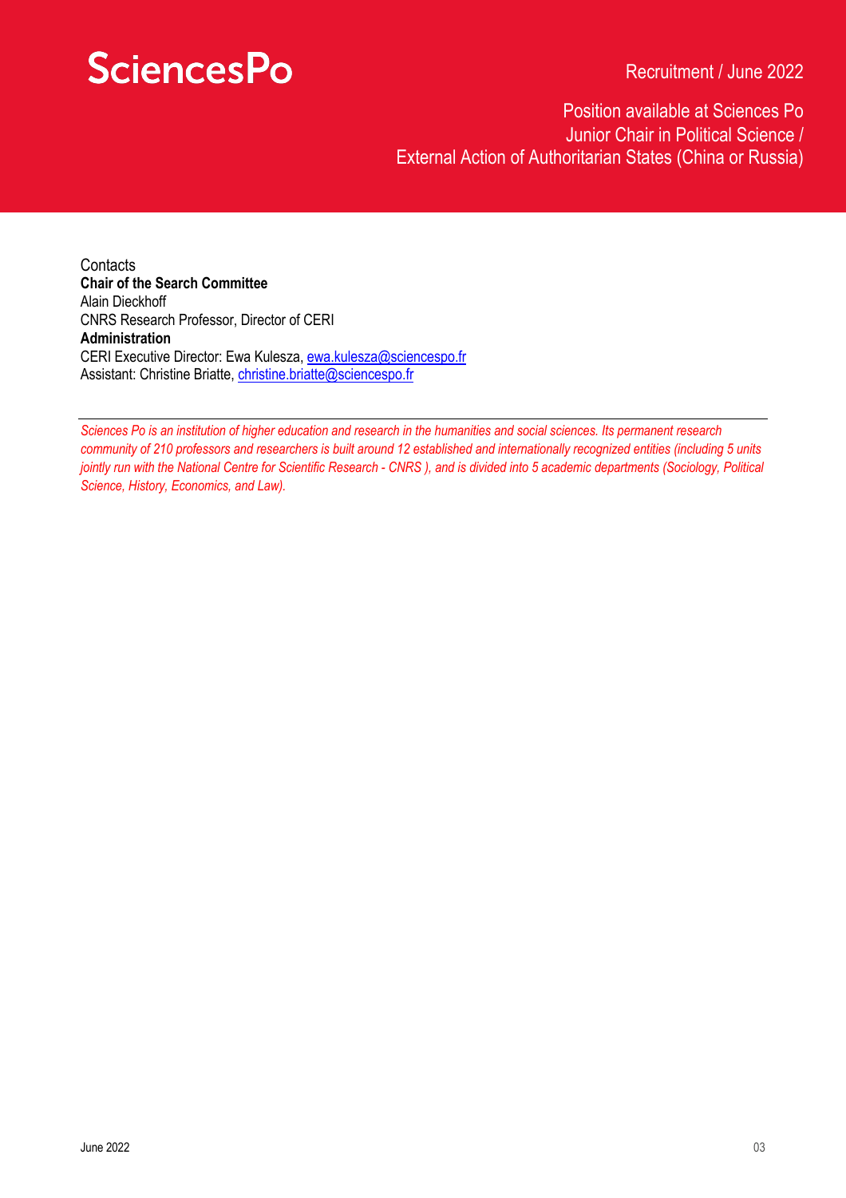Contacts

**Chair of the Search Committee**

Alain Dieckhoff

CNRS Research Professor, Director of CERI

**Administration**

CERI Executive Director: Ewa Kulesza, ewa.kulesza@sciencespo.fr

Assistant: Christine Briatte, christine.briatte@sciencespo.fr

---

*Sciences Po is an institution of higher education and research in the humanities and social sciences. Its permanent research community of 210 professors and researchers is built around 12 established and internationally recognized entities (including 5 units jointly run with the National Centre for Scientific Research - CNRS ), and is divided into 5 academic departments (Sociology, Political Science, History, Economics, and Law).*